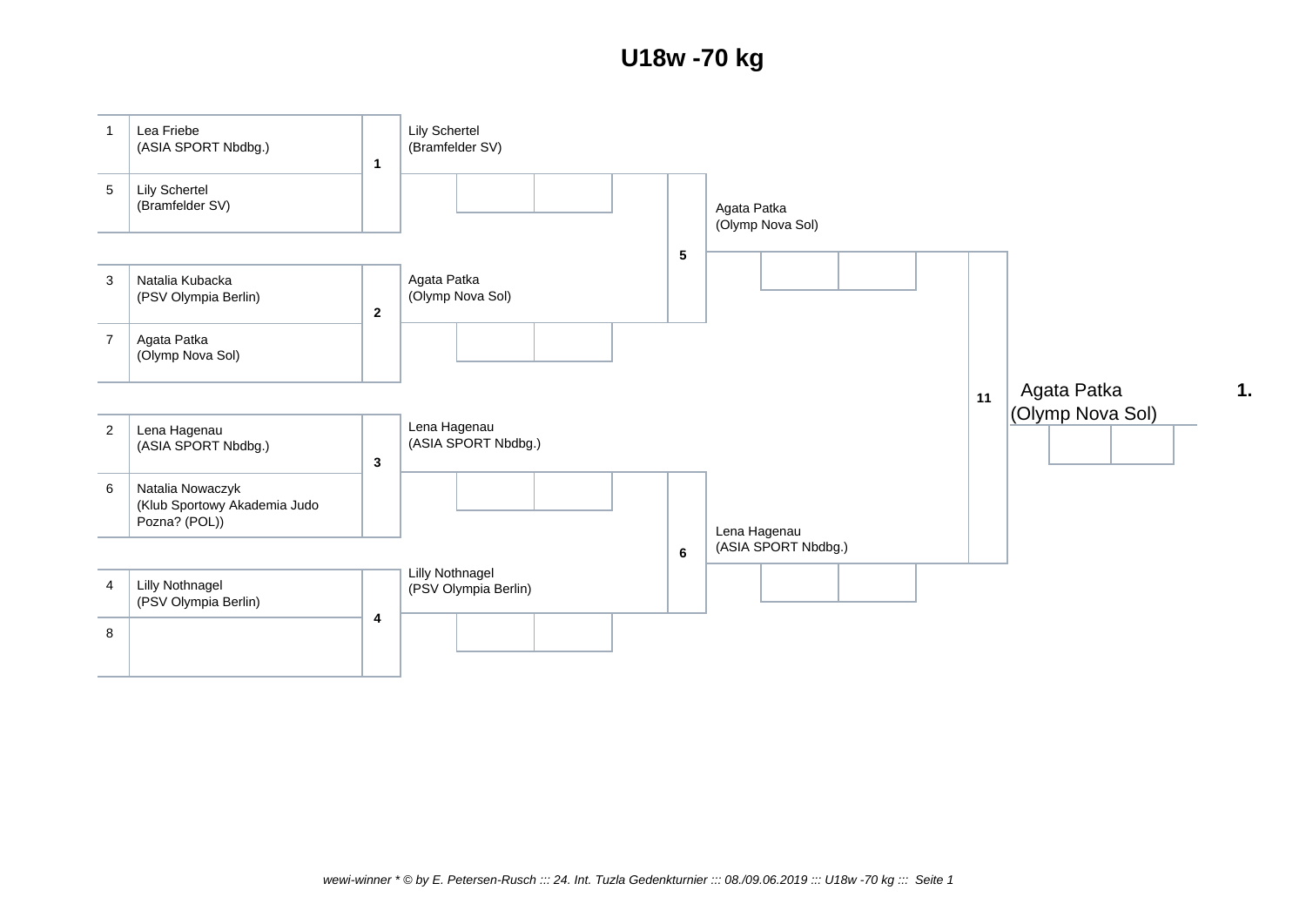# U18w -70 kg

| Nr. | Name (Verein) | Kampf | Sieger |
|---|---|---|---|
| 1 | Lea Friebe (ASIA SPORT Nbdbg.) | 1 | Lily Schertel (Bramfelder SV) |
| 5 | Lily Schertel (Bramfelder SV) | | |
| 3 | Natalia Kubacka (PSV Olympia Berlin) | 2 | Agata Patka (Olymp Nova Sol) |
| 7 | Agata Patka (Olymp Nova Sol) | | |
| 2 | Lena Hagenau (ASIA SPORT Nbdbg.) | 3 | Lena Hagenau (ASIA SPORT Nbdbg.) |
| 6 | Natalia Nowaczyk (Klub Sportowy Akademia Judo Pozna? (POL)) | | |
| 4 | Lilly Nothnagel (PSV Olympia Berlin) | 4 | Lilly Nothnagel (PSV Olympia Berlin) |
| 8 | | | |

| Kampf | Teilnehmer | Sieger |
|---|---|---|
| 5 | Lily Schertel (Bramfelder SV) – Agata Patka (Olymp Nova Sol) | Agata Patka (Olymp Nova Sol) |
| 6 | Lena Hagenau (ASIA SPORT Nbdbg.) – Lilly Nothnagel (PSV Olympia Berlin) | Lena Hagenau (ASIA SPORT Nbdbg.) |
| 11 | Agata Patka (Olymp Nova Sol) – Lena Hagenau (ASIA SPORT Nbdbg.) | Agata Patka (Olymp Nova Sol) |

**1.** Agata Patka (Olymp Nova Sol)

*wewi-winner * © by E. Petersen-Rusch ::: 24. Int. Tuzla Gedenkturnier ::: 08./09.06.2019 ::: U18w -70 kg ::: Seite 1*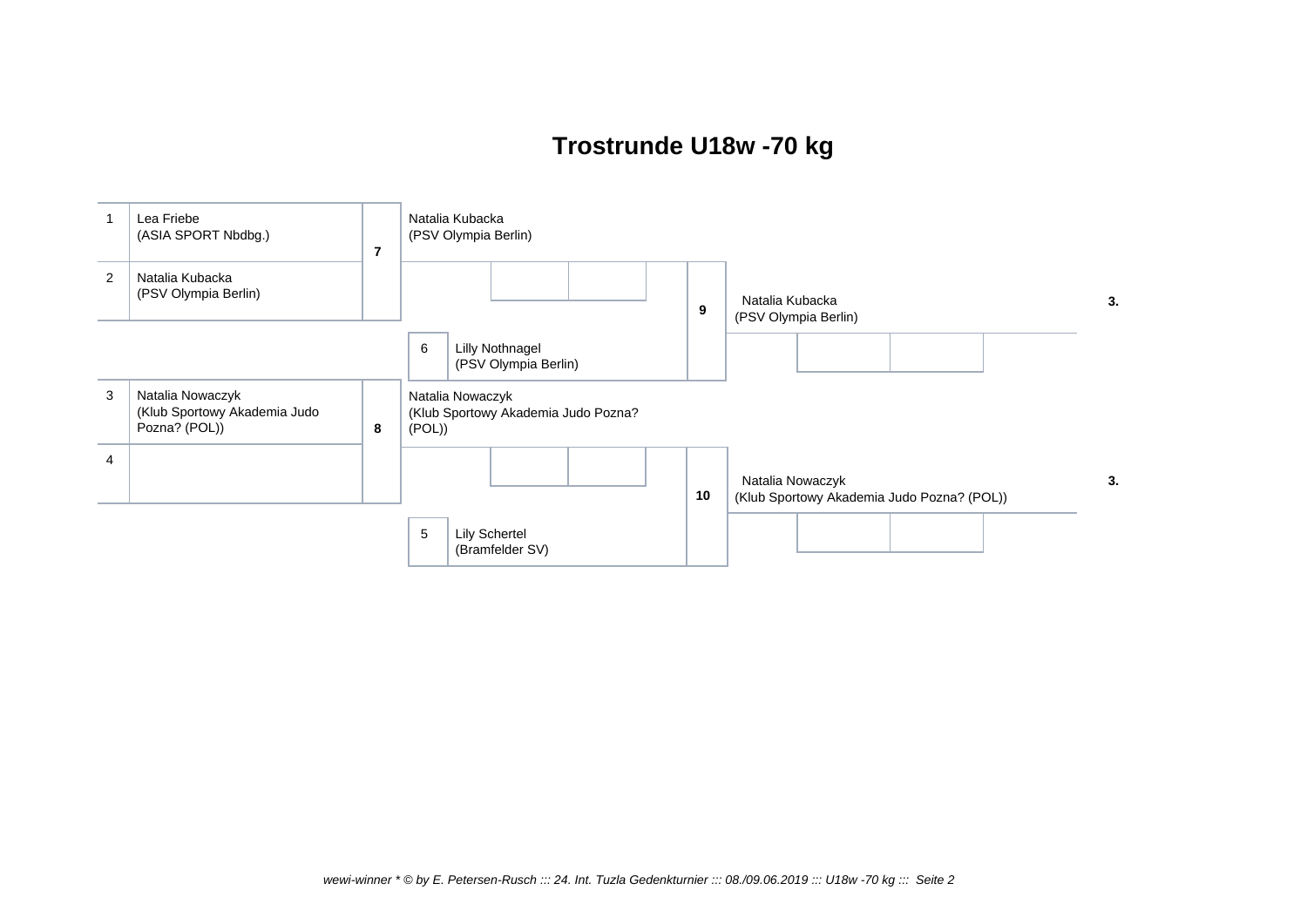# Trostrunde U18w -70 kg

| | | | | | | |
|---|---|---|---|---|---|---|
| 1 | Lea Friebe (ASIA SPORT Nbdbg.) | 7 | Natalia Kubacka (PSV Olympia Berlin) | | | |
| 2 | Natalia Kubacka (PSV Olympia Berlin) | | | 9 | Natalia Kubacka (PSV Olympia Berlin) | 3. |
| | | | 6 Lilly Nothnagel (PSV Olympia Berlin) | | | |
| 3 | Natalia Nowaczyk (Klub Sportowy Akademia Judo Pozna? (POL)) | 8 | Natalia Nowaczyk (Klub Sportowy Akademia Judo Pozna? (POL)) | | | |
| 4 | | | | 10 | Natalia Nowaczyk (Klub Sportowy Akademia Judo Pozna? (POL)) | 3. |
| | | | 5 Lily Schertel (Bramfelder SV) | | | |

*wewi-winner * © by E. Petersen-Rusch ::: 24. Int. Tuzla Gedenkturnier ::: 08./09.06.2019 ::: U18w -70 kg ::: Seite 2*